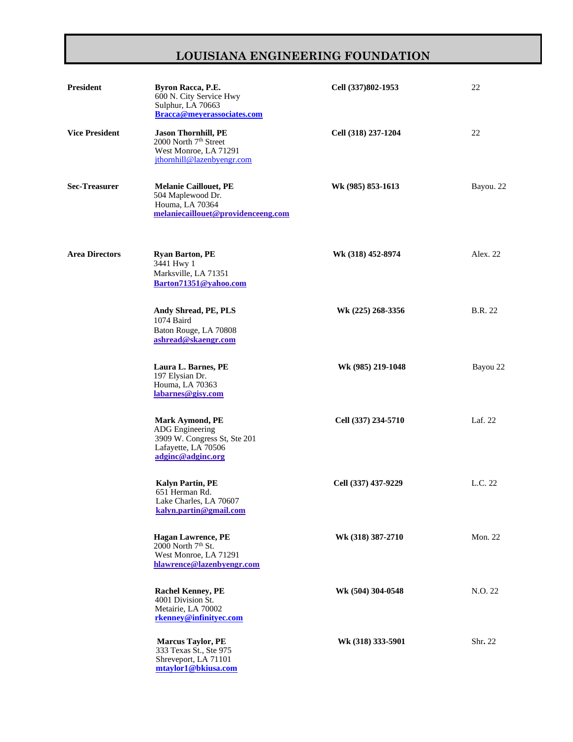# LOUISIANA ENGINEERING FOUNDATION

| | | | |
|---|---|---|---|
| **President** | **Byron Racca, P.E.**<br>600 N. City Service Hwy<br>Sulphur, LA 70663<br>**Bracca@meyerassociates.com** | **Cell (337)802-1953** | 22 |
| **Vice President** | **Jason Thornhill, PE**<br>2000 North 7th Street<br>West Monroe, LA 71291<br>jthornhill@lazenbyengr.com | **Cell (318) 237-1204** | 22 |
| **Sec-Treasurer** | **Melanie Caillouet, PE**<br>504 Maplewood Dr.<br>Houma, LA 70364<br>**melaniecaillouet@providenceeng.com** | **Wk (985) 853-1613** | Bayou. 22 |
| **Area Directors** | **Ryan Barton, PE**<br>3441 Hwy 1<br>Marksville, LA 71351<br>**Barton71351@yahoo.com** | **Wk (318) 452-8974** | Alex. 22 |
| | **Andy Shread, PE, PLS**<br>1074 Baird<br>Baton Rouge, LA 70808<br>**ashread@skaengr.com** | **Wk (225) 268-3356** | B.R. 22 |
| | **Laura L. Barnes, PE**<br>197 Elysian Dr.<br>Houma, LA 70363<br>**labarnes@gisy.com** | **Wk (985) 219-1048** | Bayou 22 |
| | **Mark Aymond, PE**<br>ADG Engineering<br>3909 W. Congress St, Ste 201<br>Lafayette, LA 70506<br>**adginc@adginc.org** | **Cell (337) 234-5710** | Laf. 22 |
| | **Kalyn Partin, PE**<br>651 Herman Rd.<br>Lake Charles, LA 70607<br>**kalyn.partin@gmail.com** | **Cell (337) 437-9229** | L.C. 22 |
| | **Hagan Lawrence, PE**<br>2000 North 7th St.<br>West Monroe, LA 71291<br>**hlawrence@lazenbyengr.com** | **Wk (318) 387-2710** | Mon. 22 |
| | **Rachel Kenney, PE**<br>4001 Division St.<br>Metairie, LA 70002<br>**rkenney@infinityec.com** | **Wk (504) 304-0548** | N.O. 22 |
| | **Marcus Taylor, PE**<br>333 Texas St., Ste 975<br>Shreveport, LA 71101<br>**mtaylor1@bkiusa.com** | **Wk (318) 333-5901** | Shr. 22 |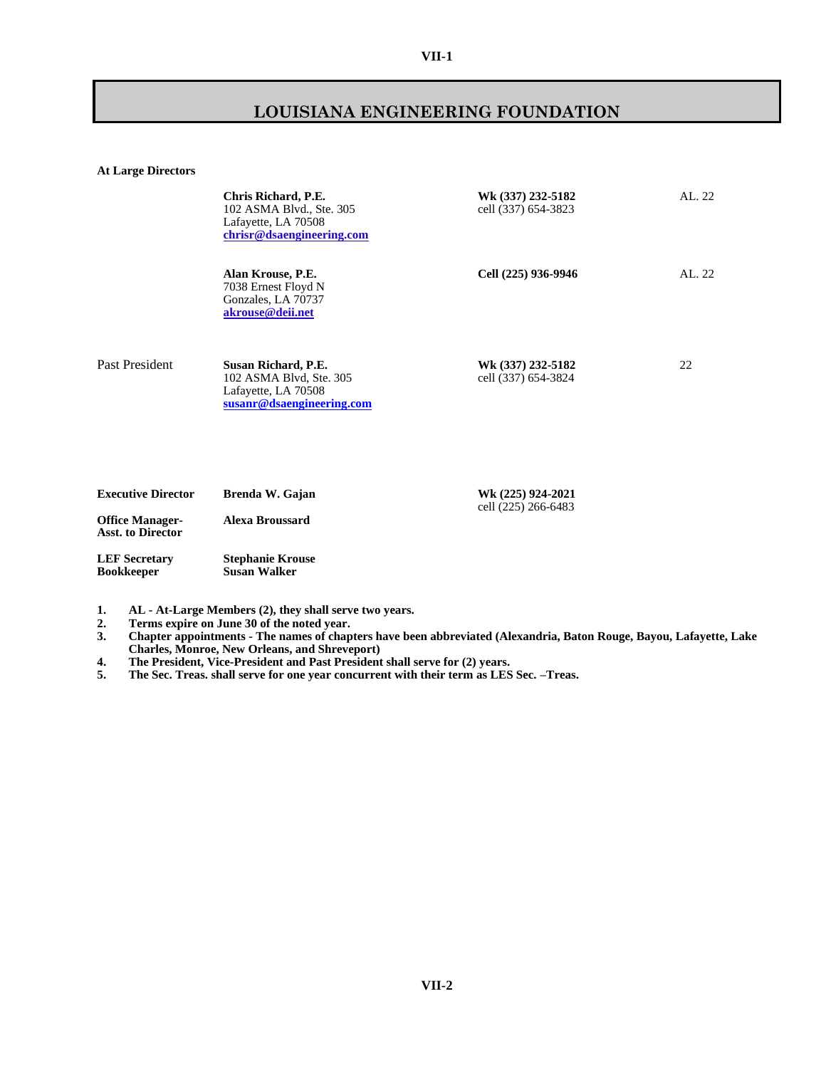# LOUISIANA ENGINEERING FOUNDATION

**At Large Directors**

| | | | |
|---|---|---|---|
| | **Chris Richard, P.E.**<br>102 ASMA Blvd., Ste. 305<br>Lafayette, LA 70508<br>**chrisr@dsaengineering.com** | **Wk (337) 232-5182**<br>cell (337) 654-3823 | AL. 22 |
| | **Alan Krouse, P.E.**<br>7038 Ernest Floyd N<br>Gonzales, LA 70737<br>**akrouse@deii.net** | **Cell (225) 936-9946** | AL. 22 |
| Past President | **Susan Richard, P.E.**<br>102 ASMA Blvd, Ste. 305<br>Lafayette, LA 70508<br>**susanr@dsaengineering.com** | **Wk (337) 232-5182**<br>cell (337) 654-3824 | 22 |
| **Executive Director** | **Brenda W. Gajan** | **Wk (225) 924-2021**<br>cell (225) 266-6483 | |
| **Office Manager-Asst. to Director** | **Alexa Broussard** | | |
| **LEF Secretary** | **Stephanie Krouse** | | |
| **Bookkeeper** | **Susan Walker** | | |

1. **AL - At-Large Members (2), they shall serve two years.**
2. **Terms expire on June 30 of the noted year.**
3. **Chapter appointments - The names of chapters have been abbreviated (Alexandria, Baton Rouge, Bayou, Lafayette, Lake Charles, Monroe, New Orleans, and Shreveport)**
4. **The President, Vice-President and Past President shall serve for (2) years.**
5. **The Sec. Treas. shall serve for one year concurrent with their term as LES Sec. –Treas.**